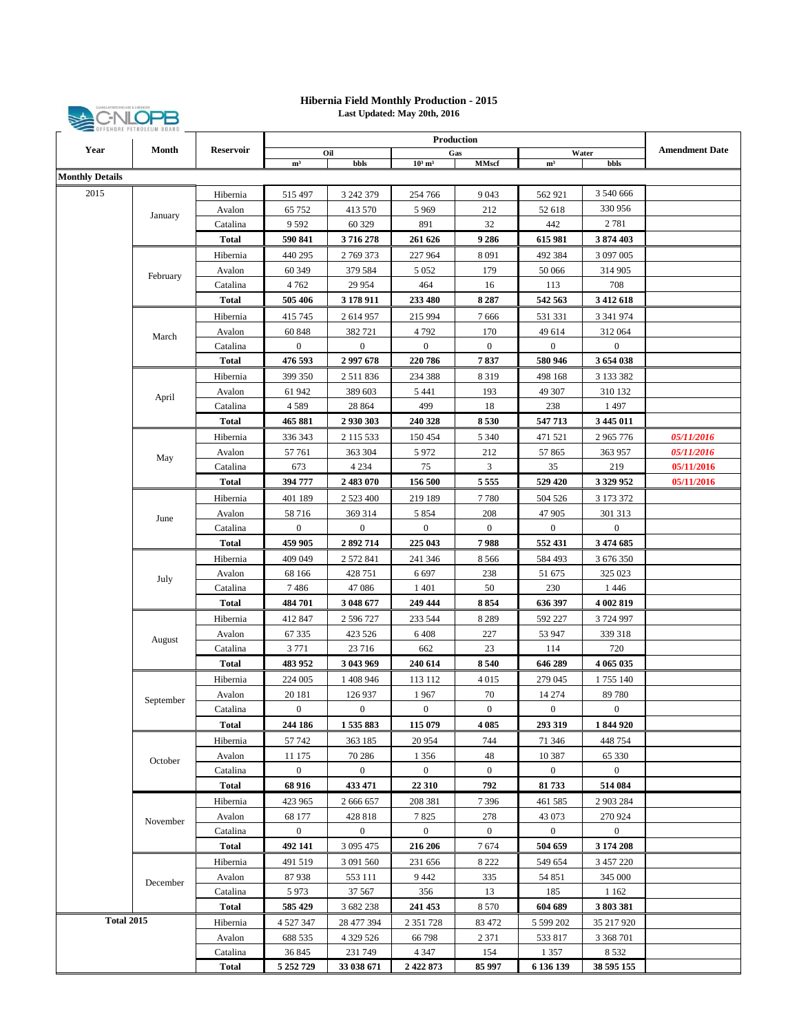# Hibernia Field Monthly Production - 2015

**Last Updated: May 20th, 2016**

| Year | Month | Reservoir | Oil | | Gas | | Water | | Amendment Date |
|---|---|---|---|---|---|---|---|---|---|
| | | | $m^3$ | bbls | $10^3$ $m^3$ | MMscf | $m^3$ | bbls | |
| **Monthly Details** | | | | | | | | | |
| 2015 | January | Hibernia | 515 497 | 3 242 379 | 254 766 | 9 043 | 562 921 | 3 540 666 | |
| | | Avalon | 65 752 | 413 570 | 5 969 | 212 | 52 618 | 330 956 | |
| | | Catalina | 9 592 | 60 329 | 891 | 32 | 442 | 2 781 | |
| | | **Total** | **590 841** | **3 716 278** | **261 626** | **9 286** | **615 981** | **3 874 403** | |
| | February | Hibernia | 440 295 | 2 769 373 | 227 964 | 8 091 | 492 384 | 3 097 005 | |
| | | Avalon | 60 349 | 379 584 | 5 052 | 179 | 50 066 | 314 905 | |
| | | Catalina | 4 762 | 29 954 | 464 | 16 | 113 | 708 | |
| | | **Total** | **505 406** | **3 178 911** | **233 480** | **8 287** | **542 563** | **3 412 618** | |
| | March | Hibernia | 415 745 | 2 614 957 | 215 994 | 7 666 | 531 331 | 3 341 974 | |
| | | Avalon | 60 848 | 382 721 | 4 792 | 170 | 49 614 | 312 064 | |
| | | Catalina | 0 | 0 | 0 | 0 | 0 | 0 | |
| | | **Total** | **476 593** | **2 997 678** | **220 786** | **7 837** | **580 946** | **3 654 038** | |
| | April | Hibernia | 399 350 | 2 511 836 | 234 388 | 8 319 | 498 168 | 3 133 382 | |
| | | Avalon | 61 942 | 389 603 | 5 441 | 193 | 49 307 | 310 132 | |
| | | Catalina | 4 589 | 28 864 | 499 | 18 | 238 | 1 497 | |
| | | **Total** | **465 881** | **2 930 303** | **240 328** | **8 530** | **547 713** | **3 445 011** | |
| | May | Hibernia | 336 343 | 2 115 533 | 150 454 | 5 340 | 471 521 | 2 965 776 | ***05/11/2016*** |
| | | Avalon | 57 761 | 363 304 | 5 972 | 212 | 57 865 | 363 957 | ***05/11/2016*** |
| | | Catalina | 673 | 4 234 | 75 | 3 | 35 | 219 | **05/11/2016** |
| | | **Total** | **394 777** | **2 483 070** | **156 500** | **5 555** | **529 420** | **3 329 952** | **05/11/2016** |
| | June | Hibernia | 401 189 | 2 523 400 | 219 189 | 7 780 | 504 526 | 3 173 372 | |
| | | Avalon | 58 716 | 369 314 | 5 854 | 208 | 47 905 | 301 313 | |
| | | Catalina | 0 | 0 | 0 | 0 | 0 | 0 | |
| | | **Total** | **459 905** | **2 892 714** | **225 043** | **7 988** | **552 431** | **3 474 685** | |
| | July | Hibernia | 409 049 | 2 572 841 | 241 346 | 8 566 | 584 493 | 3 676 350 | |
| | | Avalon | 68 166 | 428 751 | 6 697 | 238 | 51 675 | 325 023 | |
| | | Catalina | 7 486 | 47 086 | 1 401 | 50 | 230 | 1 446 | |
| | | **Total** | **484 701** | **3 048 677** | **249 444** | **8 854** | **636 397** | **4 002 819** | |
| | August | Hibernia | 412 847 | 2 596 727 | 233 544 | 8 289 | 592 227 | 3 724 997 | |
| | | Avalon | 67 335 | 423 526 | 6 408 | 227 | 53 947 | 339 318 | |
| | | Catalina | 3 771 | 23 716 | 662 | 23 | 114 | 720 | |
| | | **Total** | **483 952** | **3 043 969** | **240 614** | **8 540** | **646 289** | **4 065 035** | |
| | September | Hibernia | 224 005 | 1 408 946 | 113 112 | 4 015 | 279 045 | 1 755 140 | |
| | | Avalon | 20 181 | 126 937 | 1 967 | 70 | 14 274 | 89 780 | |
| | | Catalina | 0 | 0 | 0 | 0 | 0 | 0 | |
| | | **Total** | **244 186** | **1 535 883** | **115 079** | **4 085** | **293 319** | **1 844 920** | |
| | October | Hibernia | 57 742 | 363 185 | 20 954 | 744 | 71 346 | 448 754 | |
| | | Avalon | 11 175 | 70 286 | 1 356 | 48 | 10 387 | 65 330 | |
| | | Catalina | 0 | 0 | 0 | 0 | 0 | 0 | |
| | | **Total** | **68 916** | **433 471** | **22 310** | **792** | **81 733** | **514 084** | |
| | November | Hibernia | 423 965 | 2 666 657 | 208 381 | 7 396 | 461 585 | 2 903 284 | |
| | | Avalon | 68 177 | 428 818 | 7 825 | 278 | 43 073 | 270 924 | |
| | | Catalina | 0 | 0 | 0 | 0 | 0 | 0 | |
| | | **Total** | **492 141** | 3 095 475 | **216 206** | 7 674 | **504 659** | **3 174 208** | |
| | December | Hibernia | 491 519 | 3 091 560 | 231 656 | 8 222 | 549 654 | 3 457 220 | |
| | | Avalon | 87 938 | 553 111 | 9 442 | 335 | 54 851 | 345 000 | |
| | | Catalina | 5 973 | 37 567 | 356 | 13 | 185 | 1 162 | |
| | | **Total** | **585 429** | 3 682 238 | **241 453** | 8 570 | **604 689** | **3 803 381** | |
| **Total 2015** | | Hibernia | 4 527 347 | 28 477 394 | 2 351 728 | 83 472 | 5 599 202 | 35 217 920 | |
| | | Avalon | 688 535 | 4 329 526 | 66 798 | 2 371 | 533 817 | 3 368 701 | |
| | | Catalina | 36 845 | 231 749 | 4 347 | 154 | 1 357 | 8 532 | |
| | | **Total** | **5 252 729** | **33 038 671** | **2 422 873** | **85 997** | **6 136 139** | **38 595 155** | |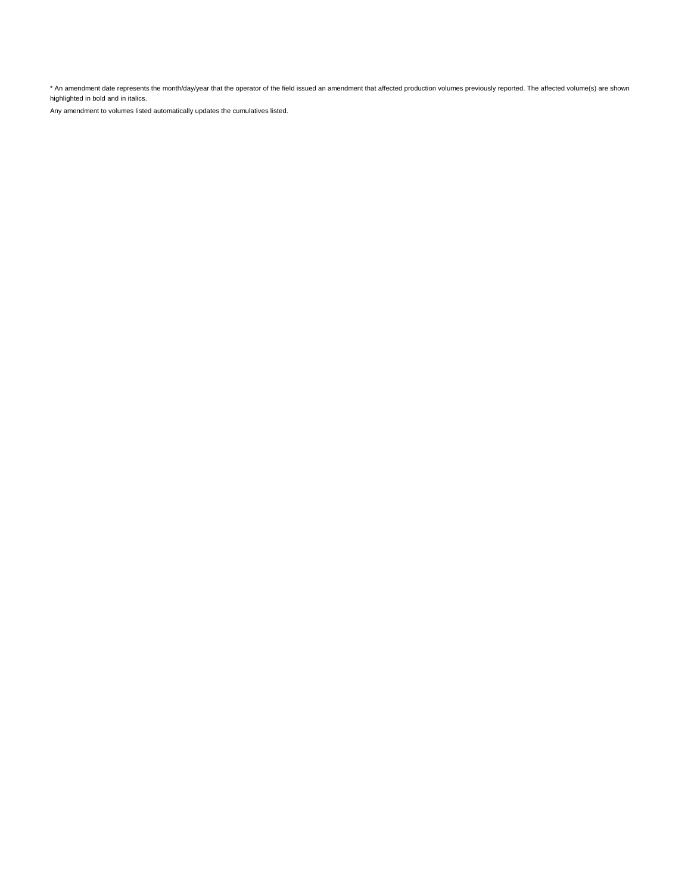* An amendment date represents the month/day/year that the operator of the field issued an amendment that affected production volumes previously reported. The affected volume(s) are shown highlighted in bold and in italics.

Any amendment to volumes listed automatically updates the cumulatives listed.